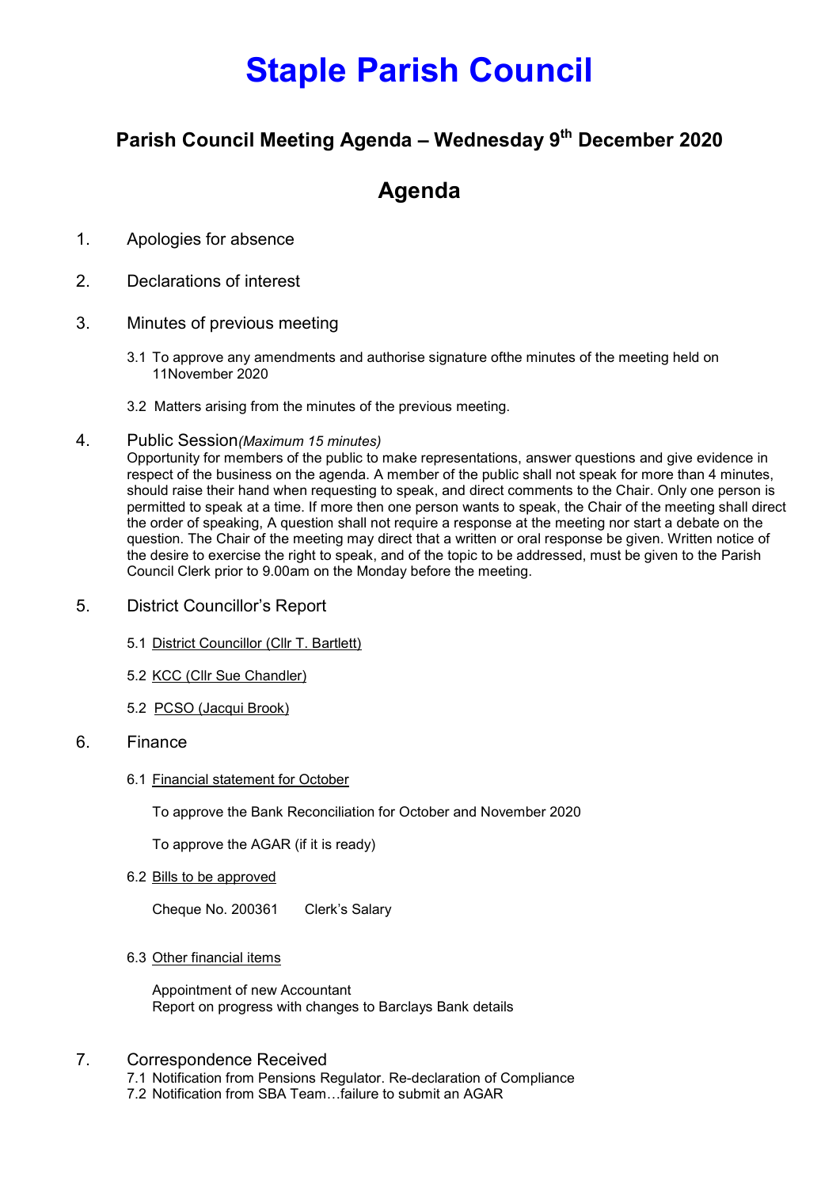# Staple Parish Council

## Parish Council Meeting Agenda – Wednesday 9th December 2020

## Agenda

1. Apologies for absence

2. Declarations of interest

3. Minutes of previous meeting

   3.1 To approve any amendments and authorise signature ofthe minutes of the meeting held on 11November 2020

   3.2 Matters arising from the minutes of the previous meeting.

4. Public Session*(Maximum 15 minutes)*
   Opportunity for members of the public to make representations, answer questions and give evidence in respect of the business on the agenda. A member of the public shall not speak for more than 4 minutes, should raise their hand when requesting to speak, and direct comments to the Chair. Only one person is permitted to speak at a time. If more then one person wants to speak, the Chair of the meeting shall direct the order of speaking, A question shall not require a response at the meeting nor start a debate on the question. The Chair of the meeting may direct that a written or oral response be given. Written notice of the desire to exercise the right to speak, and of the topic to be addressed, must be given to the Parish Council Clerk prior to 9.00am on the Monday before the meeting.

5. District Councillor's Report

   5.1 District Councillor (Cllr T. Bartlett)

   5.2 KCC (Cllr Sue Chandler)

   5.2 PCSO (Jacqui Brook)

6. Finance

   6.1 Financial statement for October

   To approve the Bank Reconciliation for October and November 2020

   To approve the AGAR (if it is ready)

   6.2 Bills to be approved

   Cheque No. 200361 Clerk's Salary

   6.3 Other financial items

   Appointment of new Accountant
   Report on progress with changes to Barclays Bank details

7. Correspondence Received
   7.1 Notification from Pensions Regulator. Re-declaration of Compliance
   7.2 Notification from SBA Team…failure to submit an AGAR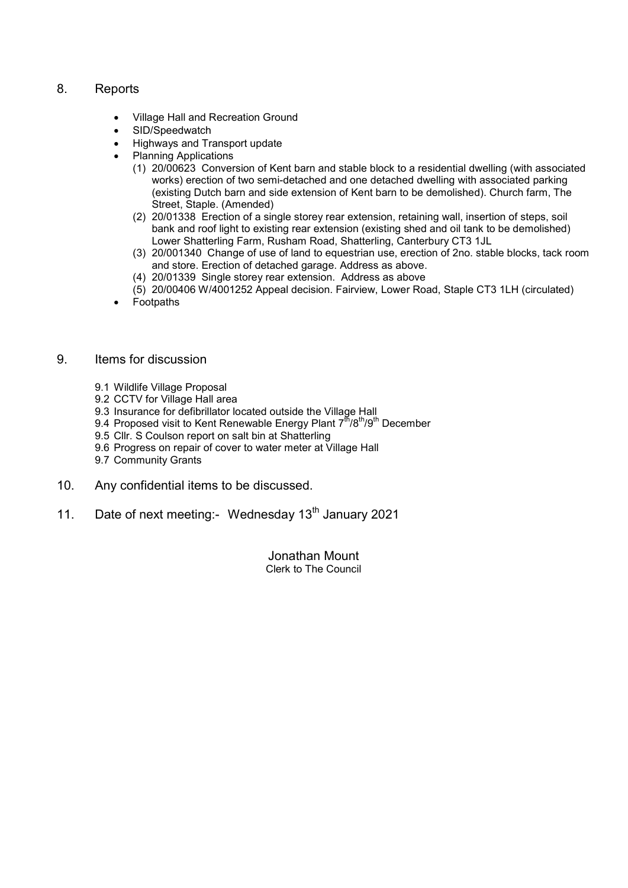8. Reports

- Village Hall and Recreation Ground
- SID/Speedwatch
- Highways and Transport update
- Planning Applications
  (1) 20/00623 Conversion of Kent barn and stable block to a residential dwelling (with associated works) erection of two semi-detached and one detached dwelling with associated parking (existing Dutch barn and side extension of Kent barn to be demolished). Church farm, The Street, Staple. (Amended)
  (2) 20/01338 Erection of a single storey rear extension, retaining wall, insertion of steps, soil bank and roof light to existing rear extension (existing shed and oil tank to be demolished) Lower Shatterling Farm, Rusham Road, Shatterling, Canterbury CT3 1JL
  (3) 20/001340 Change of use of land to equestrian use, erection of 2no. stable blocks, tack room and store. Erection of detached garage. Address as above.
  (4) 20/01339 Single storey rear extension. Address as above
  (5) 20/00406 W/4001252 Appeal decision. Fairview, Lower Road, Staple CT3 1LH (circulated)
- Footpaths

9. Items for discussion

9.1 Wildlife Village Proposal
9.2 CCTV for Village Hall area
9.3 Insurance for defibrillator located outside the Village Hall
9.4 Proposed visit to Kent Renewable Energy Plant 7th/8th/9th December
9.5 Cllr. S Coulson report on salt bin at Shatterling
9.6 Progress on repair of cover to water meter at Village Hall
9.7 Community Grants

10. Any confidential items to be discussed.

11. Date of next meeting:- Wednesday 13th January 2021

Jonathan Mount
Clerk to The Council